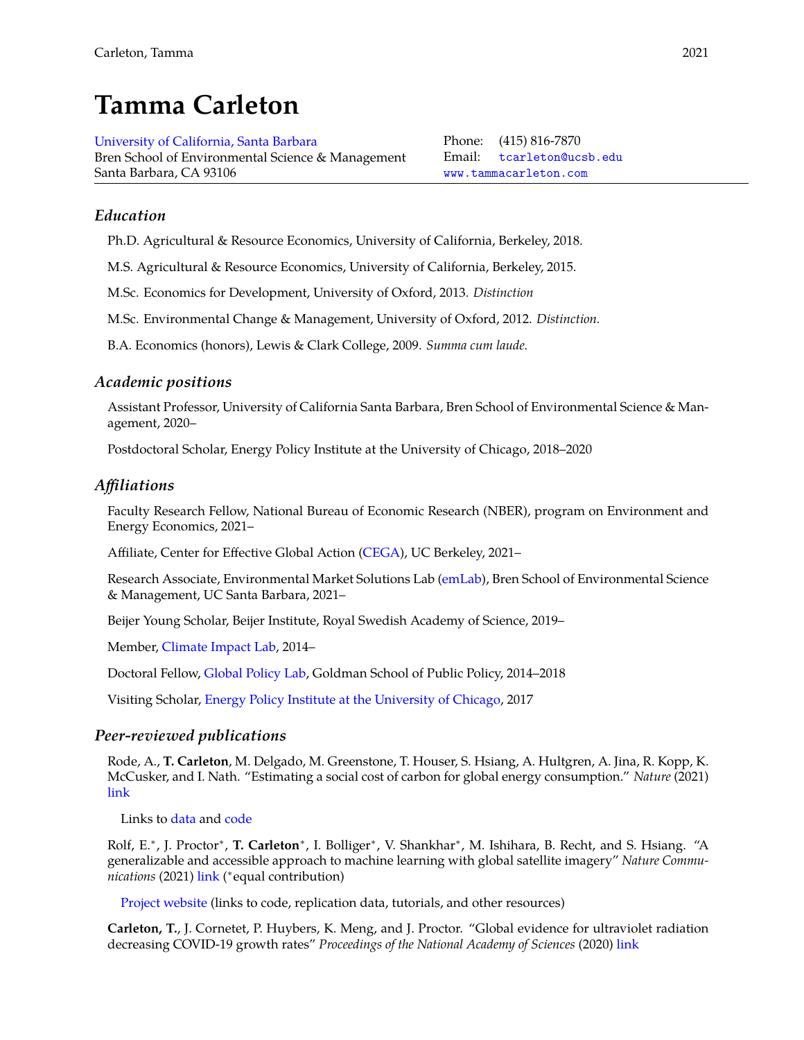# Tamma Carleton

University of California, Santa Barbara
Bren School of Environmental Science & Management
Santa Barbara, CA 93106

Phone: (415) 816-7870
Email: tcarleton@ucsb.edu
www.tammacarleton.com

## *Education*

Ph.D. Agricultural & Resource Economics, University of California, Berkeley, 2018.

M.S. Agricultural & Resource Economics, University of California, Berkeley, 2015.

M.Sc. Economics for Development, University of Oxford, 2013. *Distinction*

M.Sc. Environmental Change & Management, University of Oxford, 2012. *Distinction.*

B.A. Economics (honors), Lewis & Clark College, 2009. *Summa cum laude.*

## *Academic positions*

Assistant Professor, University of California Santa Barbara, Bren School of Environmental Science & Management, 2020–

Postdoctoral Scholar, Energy Policy Institute at the University of Chicago, 2018–2020

## *Affiliations*

Faculty Research Fellow, National Bureau of Economic Research (NBER), program on Environment and Energy Economics, 2021–

Affiliate, Center for Effective Global Action (CEGA), UC Berkeley, 2021–

Research Associate, Environmental Market Solutions Lab (emLab), Bren School of Environmental Science & Management, UC Santa Barbara, 2021–

Beijer Young Scholar, Beijer Institute, Royal Swedish Academy of Science, 2019–

Member, Climate Impact Lab, 2014–

Doctoral Fellow, Global Policy Lab, Goldman School of Public Policy, 2014–2018

Visiting Scholar, Energy Policy Institute at the University of Chicago, 2017

## *Peer-reviewed publications*

Rode, A., **T. Carleton**, M. Delgado, M. Greenstone, T. Houser, S. Hsiang, A. Hultgren, A. Jina, R. Kopp, K. McCusker, and I. Nath. "Estimating a social cost of carbon for global energy consumption." *Nature* (2021) link

Links to data and code

Rolf, E.*, J. Proctor*, **T. Carleton***, I. Bolliger*, V. Shankhar*, M. Ishihara, B. Recht, and S. Hsiang. "A generalizable and accessible approach to machine learning with global satellite imagery" *Nature Communications* (2021) link (*equal contribution)

Project website (links to code, replication data, tutorials, and other resources)

**Carleton, T.**, J. Cornetet, P. Huybers, K. Meng, and J. Proctor. "Global evidence for ultraviolet radiation decreasing COVID-19 growth rates" *Proceedings of the National Academy of Sciences* (2020) link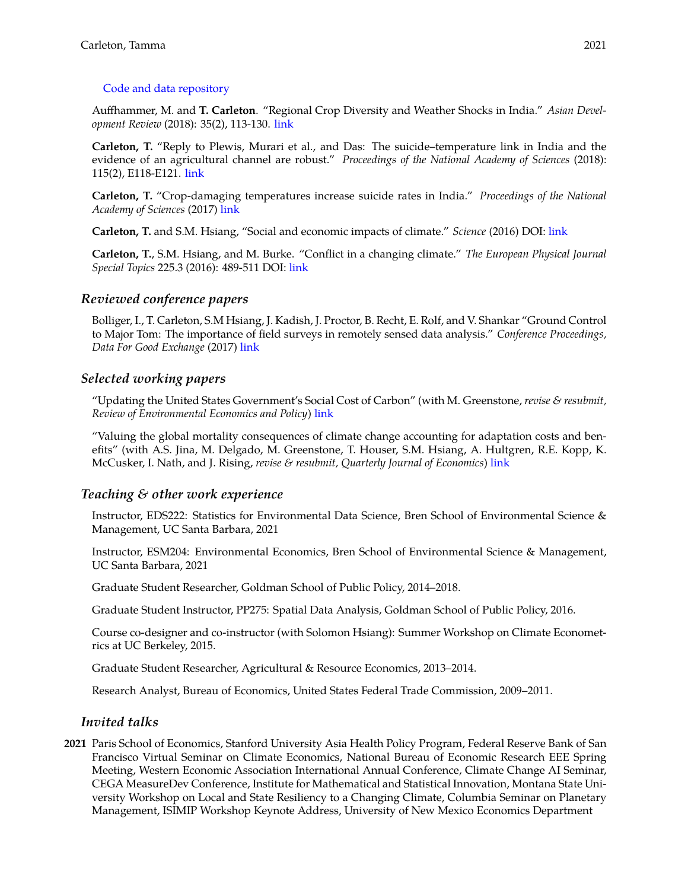Code and data repository

Auffhammer, M. and **T. Carleton**. "Regional Crop Diversity and Weather Shocks in India." *Asian Development Review* (2018): 35(2), 113-130. link

**Carleton, T.** "Reply to Plewis, Murari et al., and Das: The suicide–temperature link in India and the evidence of an agricultural channel are robust." *Proceedings of the National Academy of Sciences* (2018): 115(2), E118-E121. link

**Carleton, T.** "Crop-damaging temperatures increase suicide rates in India." *Proceedings of the National Academy of Sciences* (2017) link

**Carleton, T.** and S.M. Hsiang, "Social and economic impacts of climate." *Science* (2016) DOI: link

**Carleton, T.**, S.M. Hsiang, and M. Burke. "Conflict in a changing climate." *The European Physical Journal Special Topics* 225.3 (2016): 489-511 DOI: link

## *Reviewed conference papers*

Bolliger, I., T. Carleton, S.M Hsiang, J. Kadish, J. Proctor, B. Recht, E. Rolf, and V. Shankar "Ground Control to Major Tom: The importance of field surveys in remotely sensed data analysis." *Conference Proceedings, Data For Good Exchange* (2017) link

## *Selected working papers*

"Updating the United States Government's Social Cost of Carbon" (with M. Greenstone, *revise & resubmit, Review of Environmental Economics and Policy*) link

"Valuing the global mortality consequences of climate change accounting for adaptation costs and benefits" (with A.S. Jina, M. Delgado, M. Greenstone, T. Houser, S.M. Hsiang, A. Hultgren, R.E. Kopp, K. McCusker, I. Nath, and J. Rising, *revise & resubmit, Quarterly Journal of Economics*) link

## *Teaching & other work experience*

Instructor, EDS222: Statistics for Environmental Data Science, Bren School of Environmental Science & Management, UC Santa Barbara, 2021

Instructor, ESM204: Environmental Economics, Bren School of Environmental Science & Management, UC Santa Barbara, 2021

Graduate Student Researcher, Goldman School of Public Policy, 2014–2018.

Graduate Student Instructor, PP275: Spatial Data Analysis, Goldman School of Public Policy, 2016.

Course co-designer and co-instructor (with Solomon Hsiang): Summer Workshop on Climate Econometrics at UC Berkeley, 2015.

Graduate Student Researcher, Agricultural & Resource Economics, 2013–2014.

Research Analyst, Bureau of Economics, United States Federal Trade Commission, 2009–2011.

## *Invited talks*

**2021** Paris School of Economics, Stanford University Asia Health Policy Program, Federal Reserve Bank of San Francisco Virtual Seminar on Climate Economics, National Bureau of Economic Research EEE Spring Meeting, Western Economic Association International Annual Conference, Climate Change AI Seminar, CEGA MeasureDev Conference, Institute for Mathematical and Statistical Innovation, Montana State University Workshop on Local and State Resiliency to a Changing Climate, Columbia Seminar on Planetary Management, ISIMIP Workshop Keynote Address, University of New Mexico Economics Department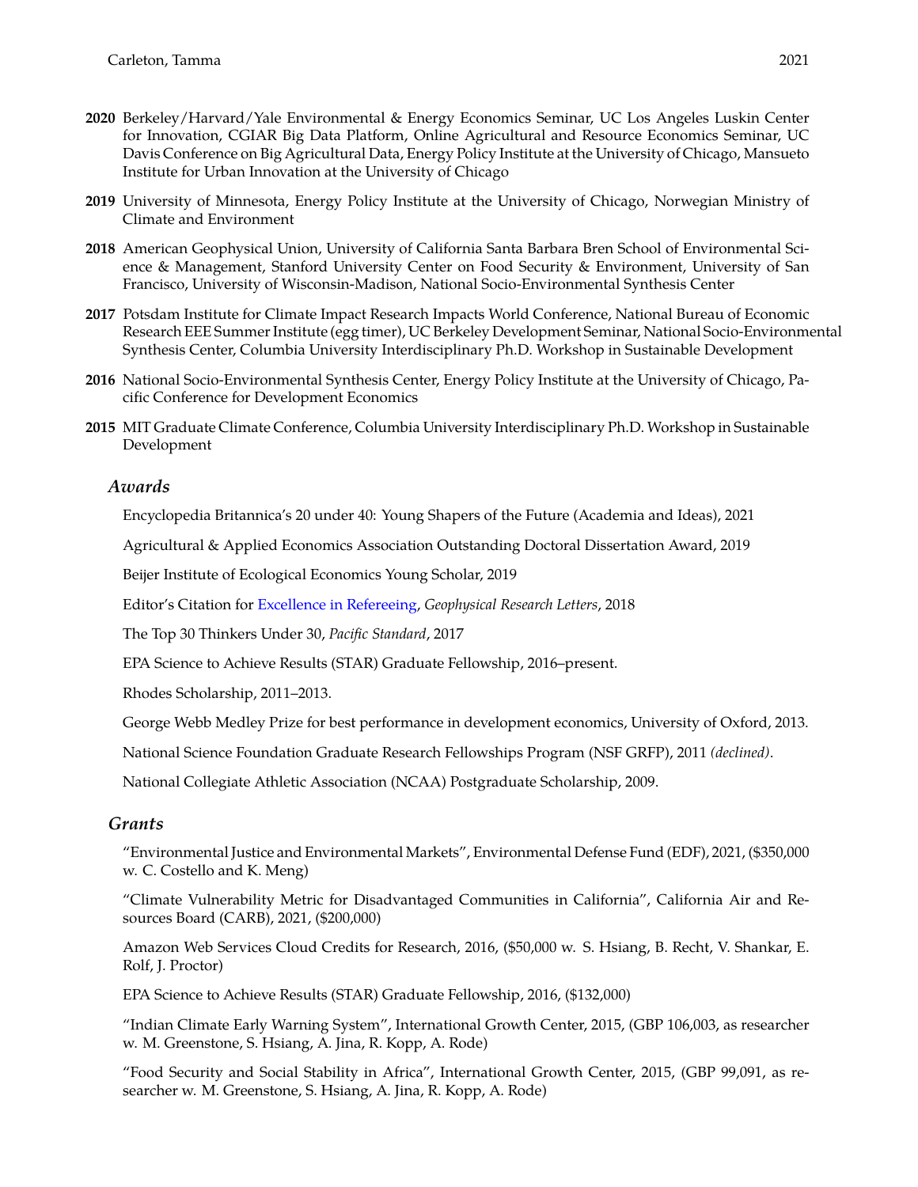**2020** Berkeley/Harvard/Yale Environmental & Energy Economics Seminar, UC Los Angeles Luskin Center for Innovation, CGIAR Big Data Platform, Online Agricultural and Resource Economics Seminar, UC Davis Conference on Big Agricultural Data, Energy Policy Institute at the University of Chicago, Mansueto Institute for Urban Innovation at the University of Chicago

**2019** University of Minnesota, Energy Policy Institute at the University of Chicago, Norwegian Ministry of Climate and Environment

**2018** American Geophysical Union, University of California Santa Barbara Bren School of Environmental Science & Management, Stanford University Center on Food Security & Environment, University of San Francisco, University of Wisconsin-Madison, National Socio-Environmental Synthesis Center

**2017** Potsdam Institute for Climate Impact Research Impacts World Conference, National Bureau of Economic Research EEE Summer Institute (egg timer), UC Berkeley Development Seminar, National Socio-Environmental Synthesis Center, Columbia University Interdisciplinary Ph.D. Workshop in Sustainable Development

**2016** National Socio-Environmental Synthesis Center, Energy Policy Institute at the University of Chicago, Pacific Conference for Development Economics

**2015** MIT Graduate Climate Conference, Columbia University Interdisciplinary Ph.D. Workshop in Sustainable Development

### *Awards*

Encyclopedia Britannica's 20 under 40: Young Shapers of the Future (Academia and Ideas), 2021

Agricultural & Applied Economics Association Outstanding Doctoral Dissertation Award, 2019

Beijer Institute of Ecological Economics Young Scholar, 2019

Editor's Citation for Excellence in Refereeing, *Geophysical Research Letters*, 2018

The Top 30 Thinkers Under 30, *Pacific Standard*, 2017

EPA Science to Achieve Results (STAR) Graduate Fellowship, 2016–present.

Rhodes Scholarship, 2011–2013.

George Webb Medley Prize for best performance in development economics, University of Oxford, 2013.

National Science Foundation Graduate Research Fellowships Program (NSF GRFP), 2011 *(declined)*.

National Collegiate Athletic Association (NCAA) Postgraduate Scholarship, 2009.

### *Grants*

"Environmental Justice and Environmental Markets", Environmental Defense Fund (EDF), 2021, ($350,000 w. C. Costello and K. Meng)

"Climate Vulnerability Metric for Disadvantaged Communities in California", California Air and Resources Board (CARB), 2021, ($200,000)

Amazon Web Services Cloud Credits for Research, 2016, ($50,000 w. S. Hsiang, B. Recht, V. Shankar, E. Rolf, J. Proctor)

EPA Science to Achieve Results (STAR) Graduate Fellowship, 2016, ($132,000)

"Indian Climate Early Warning System", International Growth Center, 2015, (GBP 106,003, as researcher w. M. Greenstone, S. Hsiang, A. Jina, R. Kopp, A. Rode)

"Food Security and Social Stability in Africa", International Growth Center, 2015, (GBP 99,091, as researcher w. M. Greenstone, S. Hsiang, A. Jina, R. Kopp, A. Rode)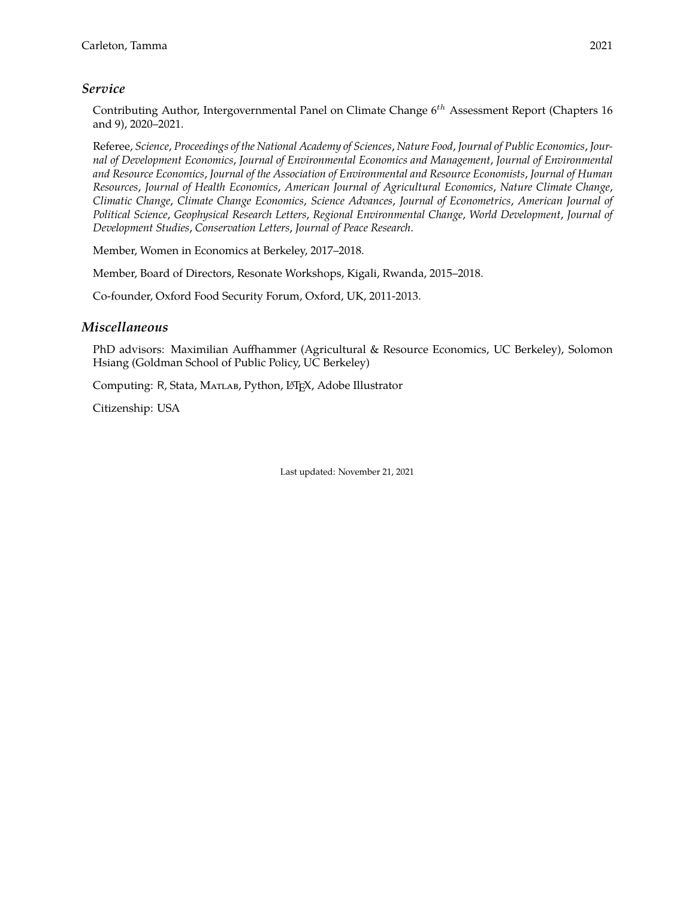## *Service*

Contributing Author, Intergovernmental Panel on Climate Change 6$^{th}$ Assessment Report (Chapters 16 and 9), 2020–2021.

Referee, *Science*, *Proceedings of the National Academy of Sciences*, *Nature Food*, *Journal of Public Economics*, *Journal of Development Economics*, *Journal of Environmental Economics and Management*, *Journal of Environmental and Resource Economics*, *Journal of the Association of Environmental and Resource Economists*, *Journal of Human Resources*, *Journal of Health Economics*, *American Journal of Agricultural Economics*, *Nature Climate Change*, *Climatic Change*, *Climate Change Economics*, *Science Advances*, *Journal of Econometrics*, *American Journal of Political Science*, *Geophysical Research Letters*, *Regional Environmental Change*, *World Development*, *Journal of Development Studies*, *Conservation Letters*, *Journal of Peace Research*.

Member, Women in Economics at Berkeley, 2017–2018.

Member, Board of Directors, Resonate Workshops, Kigali, Rwanda, 2015–2018.

Co-founder, Oxford Food Security Forum, Oxford, UK, 2011-2013.

## *Miscellaneous*

PhD advisors: Maximilian Auffhammer (Agricultural & Resource Economics, UC Berkeley), Solomon Hsiang (Goldman School of Public Policy, UC Berkeley)

Computing: R, Stata, MATLAB, Python, LaTeX, Adobe Illustrator

Citizenship: USA

Last updated: November 21, 2021